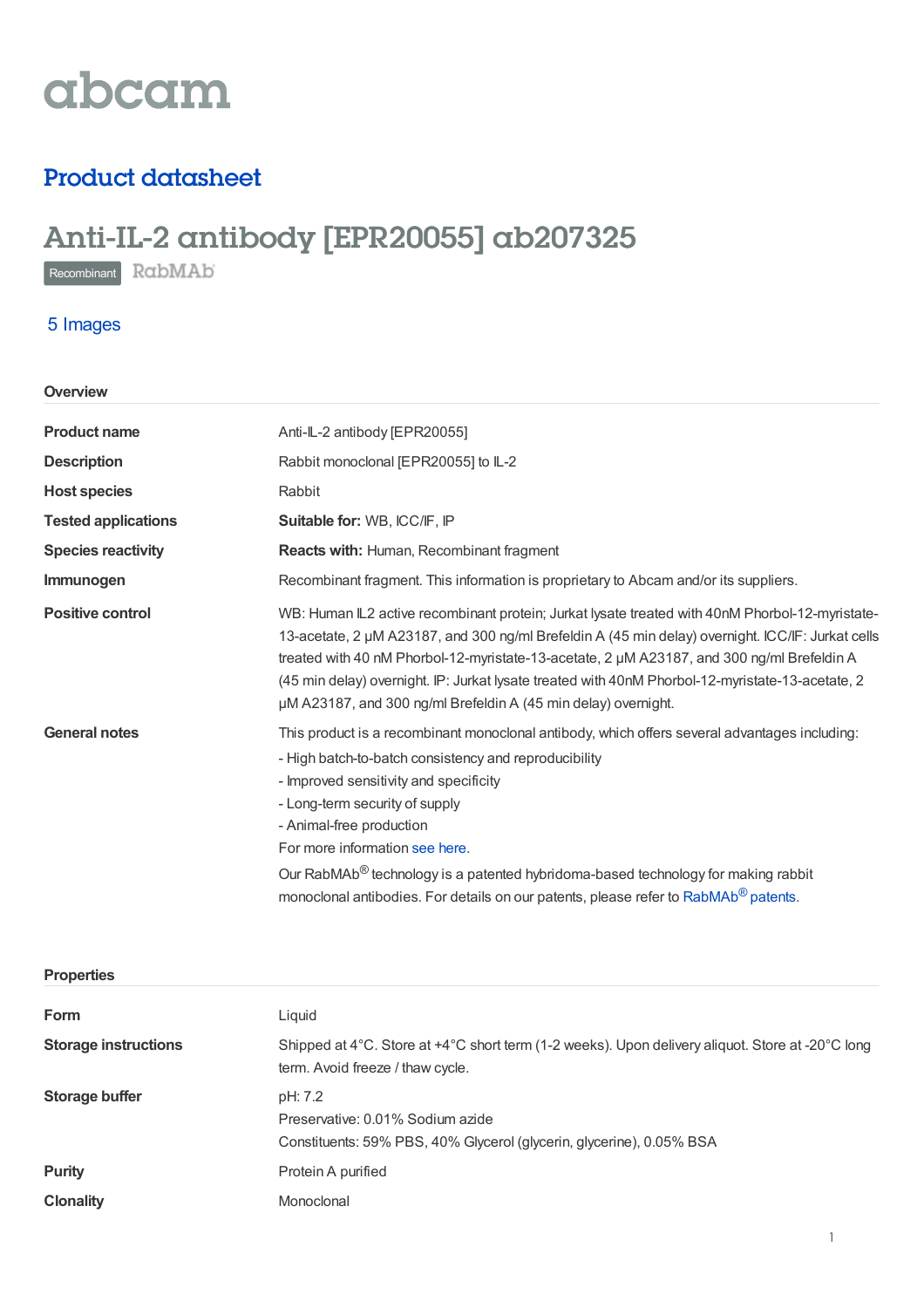abcam

## Product datasheet

# Anti-IL-2 antibody [EPR20055] ab207325

Recombinant RabMAb

5 Images

### Overview

| | |
|---|---|
| **Product name** | Anti-IL-2 antibody [EPR20055] |
| **Description** | Rabbit monoclonal [EPR20055] to IL-2 |
| **Host species** | Rabbit |
| **Tested applications** | **Suitable for:** WB, ICC/IF, IP |
| **Species reactivity** | **Reacts with:** Human, Recombinant fragment |
| **Immunogen** | Recombinant fragment. This information is proprietary to Abcam and/or its suppliers. |
| **Positive control** | WB: Human IL2 active recombinant protein; Jurkat lysate treated with 40nM Phorbol-12-myristate-13-acetate, 2 µM A23187, and 300 ng/ml Brefeldin A (45 min delay) overnight. ICC/IF: Jurkat cells treated with 40 nM Phorbol-12-myristate-13-acetate, 2 µM A23187, and 300 ng/ml Brefeldin A (45 min delay) overnight. IP: Jurkat lysate treated with 40nM Phorbol-12-myristate-13-acetate, 2 µM A23187, and 300 ng/ml Brefeldin A (45 min delay) overnight. |
| **General notes** | This product is a recombinant monoclonal antibody, which offers several advantages including:<br>- High batch-to-batch consistency and reproducibility<br>- Improved sensitivity and specificity<br>- Long-term security of supply<br>- Animal-free production<br>For more information see here.<br>Our RabMAb® technology is a patented hybridoma-based technology for making rabbit monoclonal antibodies. For details on our patents, please refer to RabMAb® patents. |

### Properties

| | |
|---|---|
| **Form** | Liquid |
| **Storage instructions** | Shipped at 4°C. Store at +4°C short term (1-2 weeks). Upon delivery aliquot. Store at -20°C long term. Avoid freeze / thaw cycle. |
| **Storage buffer** | pH: 7.2<br>Preservative: 0.01% Sodium azide<br>Constituents: 59% PBS, 40% Glycerol (glycerin, glycerine), 0.05% BSA |
| **Purity** | Protein A purified |
| **Clonality** | Monoclonal |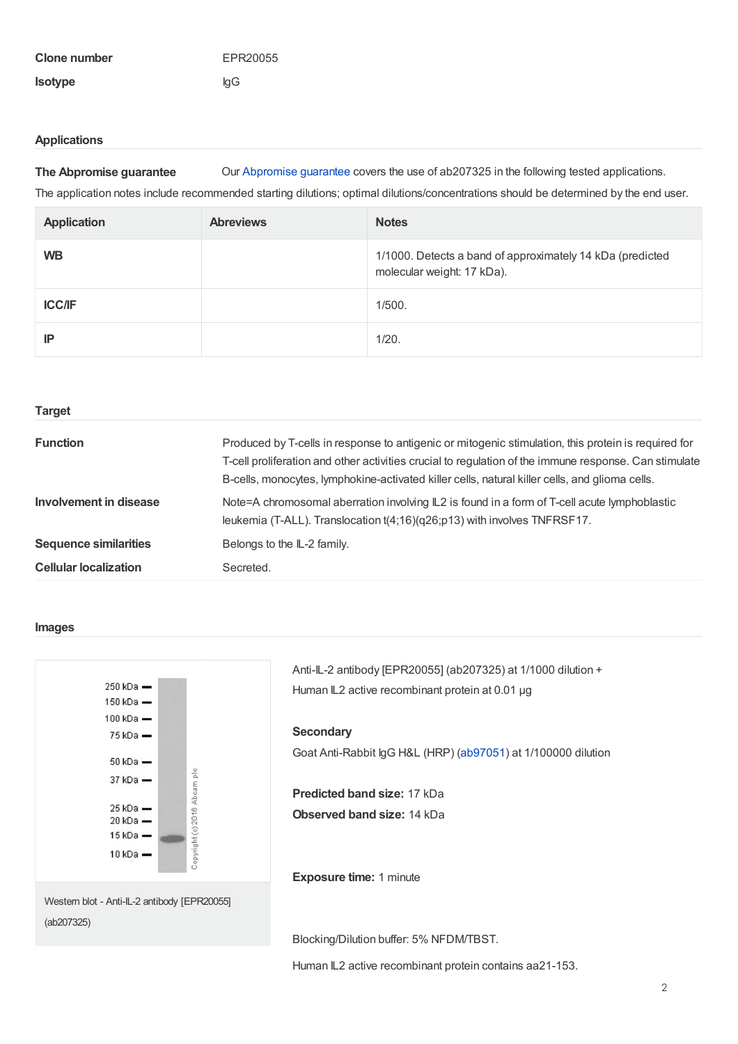| | |
|---|---|
| **Clone number** | EPR20055 |
| **Isotype** | IgG |

## Applications

**The Abpromise guarantee** Our Abpromise guarantee covers the use of ab207325 in the following tested applications.

The application notes include recommended starting dilutions; optimal dilutions/concentrations should be determined by the end user.

| Application | Abreviews | Notes |
|---|---|---|
| **WB** | | 1/1000. Detects a band of approximately 14 kDa (predicted molecular weight: 17 kDa). |
| **ICC/IF** | | 1/500. |
| **IP** | | 1/20. |

## Target

| | |
|---|---|
| **Function** | Produced by T-cells in response to antigenic or mitogenic stimulation, this protein is required for T-cell proliferation and other activities crucial to regulation of the immune response. Can stimulate B-cells, monocytes, lymphokine-activated killer cells, natural killer cells, and glioma cells. |
| **Involvement in disease** | Note=A chromosomal aberration involving IL2 is found in a form of T-cell acute lymphoblastic leukemia (T-ALL). Translocation t(4;16)(q26;p13) with involves TNFRSF17. |
| **Sequence similarities** | Belongs to the IL-2 family. |
| **Cellular localization** | Secreted. |

## Images

Western blot - Anti-IL-2 antibody [EPR20055] (ab207325)

Anti-IL-2 antibody [EPR20055] (ab207325) at 1/1000 dilution + Human IL2 active recombinant protein at 0.01 µg

**Secondary**

Goat Anti-Rabbit IgG H&L (HRP) (ab97051) at 1/100000 dilution

**Predicted band size:** 17 kDa

**Observed band size:** 14 kDa

**Exposure time:** 1 minute

Blocking/Dilution buffer: 5% NFDM/TBST.

Human IL2 active recombinant protein contains aa21-153.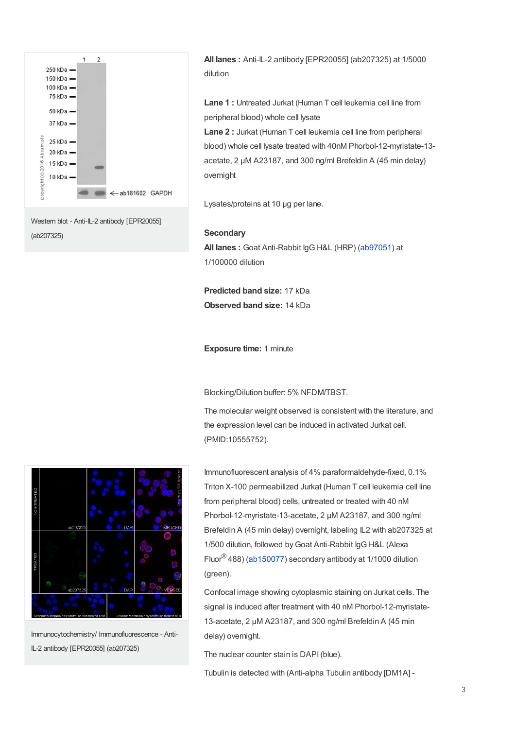Western blot - Anti-IL-2 antibody [EPR20055] (ab207325)

**All lanes :** Anti-IL-2 antibody [EPR20055] (ab207325) at 1/5000 dilution

**Lane 1 :** Untreated Jurkat (Human T cell leukemia cell line from peripheral blood) whole cell lysate

**Lane 2 :** Jurkat (Human T cell leukemia cell line from peripheral blood) whole cell lysate treated with 40nM Phorbol-12-myristate-13-acetate, 2 µM A23187, and 300 ng/ml Brefeldin A (45 min delay) overnight

Lysates/proteins at 10 µg per lane.

**Secondary**

**All lanes :** Goat Anti-Rabbit IgG H&L (HRP) (ab97051) at 1/100000 dilution

**Predicted band size:** 17 kDa

**Observed band size:** 14 kDa

**Exposure time:** 1 minute

Blocking/Dilution buffer: 5% NFDM/TBST.

The molecular weight observed is consistent with the literature, and the expression level can be induced in activated Jurkat cell. (PMID:10555752).

Immunocytochemistry/ Immunofluorescence - Anti-IL-2 antibody [EPR20055] (ab207325)

Immunofluorescent analysis of 4% paraformaldehyde-fixed, 0.1% Triton X-100 permeabilized Jurkat (Human T cell leukemia cell line from peripheral blood) cells, untreated or treated with 40 nM Phorbol-12-myristate-13-acetate, 2 µM A23187, and 300 ng/ml Brefeldin A (45 min delay) overnight, labeling IL2 with ab207325 at 1/500 dilution, followed by Goat Anti-Rabbit IgG H&L (Alexa Fluor® 488) (ab150077) secondary antibody at 1/1000 dilution (green).

Confocal image showing cytoplasmic staining on Jurkat cells. The signal is induced after treatment with 40 nM Phorbol-12-myristate-13-acetate, 2 µM A23187, and 300 ng/ml Brefeldin A (45 min delay) overnight.

The nuclear counter stain is DAPI (blue).

Tubulin is detected with (Anti-alpha Tubulin antibody [DM1A] -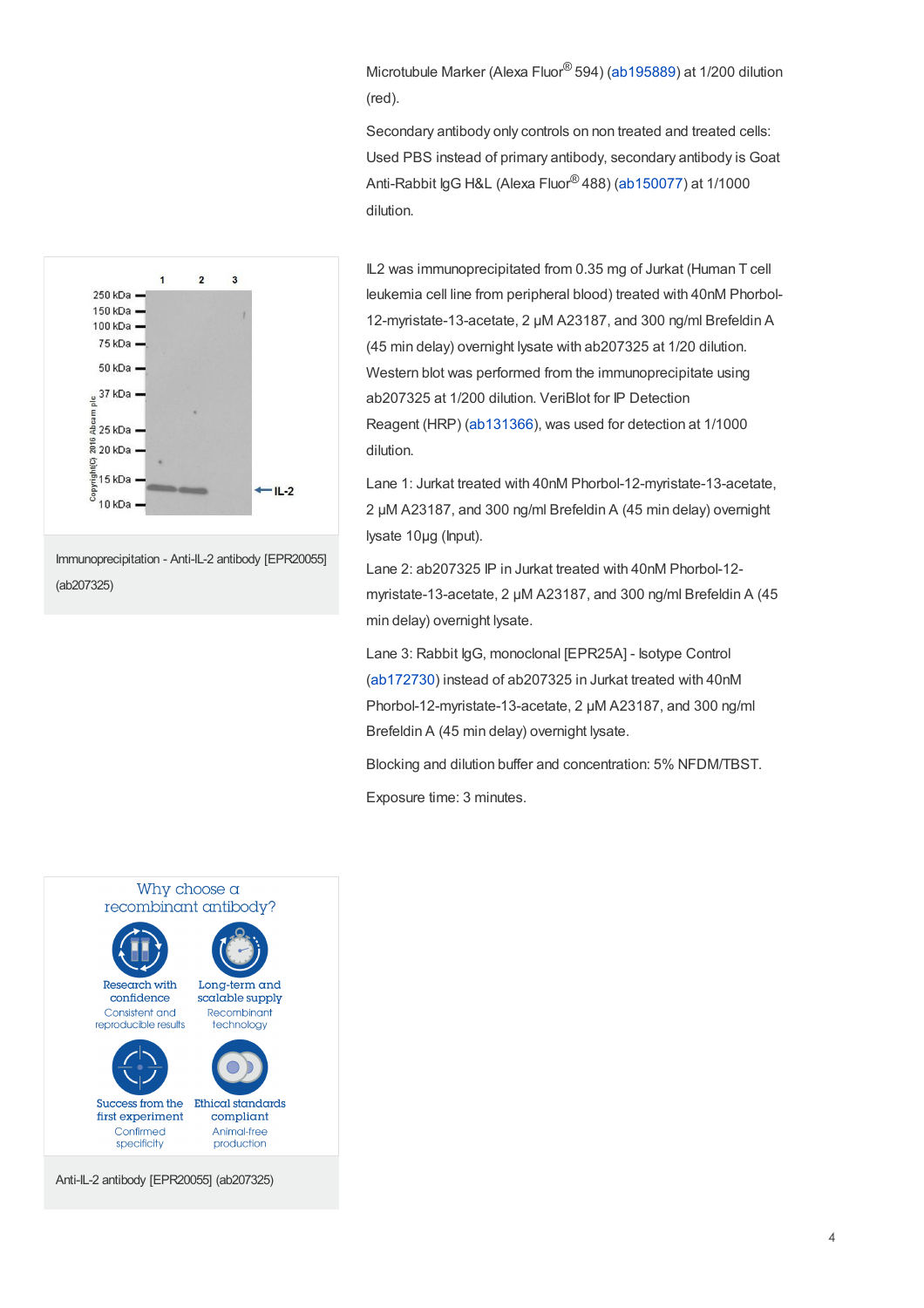Microtubule Marker (Alexa Fluor® 594) (ab195889) at 1/200 dilution (red).

Secondary antibody only controls on non treated and treated cells: Used PBS instead of primary antibody, secondary antibody is Goat Anti-Rabbit IgG H&L (Alexa Fluor® 488) (ab150077) at 1/1000 dilution.

Immunoprecipitation - Anti-IL-2 antibody [EPR20055] (ab207325)

IL2 was immunoprecipitated from 0.35 mg of Jurkat (Human T cell leukemia cell line from peripheral blood) treated with 40nM Phorbol-12-myristate-13-acetate, 2 µM A23187, and 300 ng/ml Brefeldin A (45 min delay) overnight lysate with ab207325 at 1/20 dilution. Western blot was performed from the immunoprecipitate using ab207325 at 1/200 dilution. VeriBlot for IP Detection Reagent (HRP) (ab131366), was used for detection at 1/1000 dilution.

Lane 1: Jurkat treated with 40nM Phorbol-12-myristate-13-acetate, 2 µM A23187, and 300 ng/ml Brefeldin A (45 min delay) overnight lysate 10µg (Input).

Lane 2: ab207325 IP in Jurkat treated with 40nM Phorbol-12-myristate-13-acetate, 2 µM A23187, and 300 ng/ml Brefeldin A (45 min delay) overnight lysate.

Lane 3: Rabbit IgG, monoclonal [EPR25A] - Isotype Control (ab172730) instead of ab207325 in Jurkat treated with 40nM Phorbol-12-myristate-13-acetate, 2 µM A23187, and 300 ng/ml Brefeldin A (45 min delay) overnight lysate.

Blocking and dilution buffer and concentration: 5% NFDM/TBST.

Exposure time: 3 minutes.

Anti-IL-2 antibody [EPR20055] (ab207325)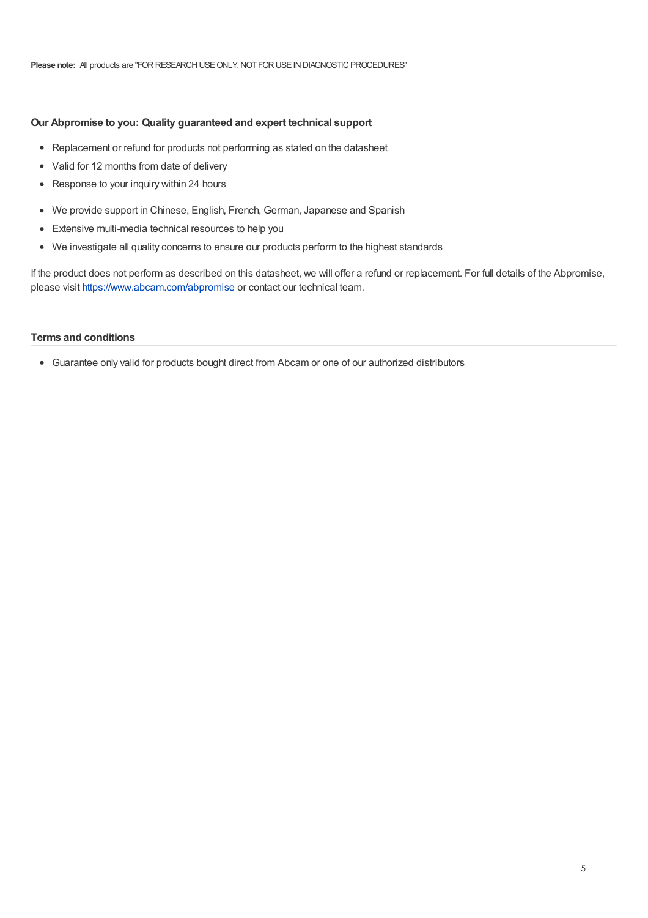**Please note:** All products are "FOR RESEARCH USE ONLY. NOT FOR USE IN DIAGNOSTIC PROCEDURES"

### Our Abpromise to you: Quality guaranteed and expert technical support

- Replacement or refund for products not performing as stated on the datasheet
- Valid for 12 months from date of delivery
- Response to your inquiry within 24 hours

- We provide support in Chinese, English, French, German, Japanese and Spanish
- Extensive multi-media technical resources to help you
- We investigate all quality concerns to ensure our products perform to the highest standards

If the product does not perform as described on this datasheet, we will offer a refund or replacement. For full details of the Abpromise, please visit https://www.abcam.com/abpromise or contact our technical team.

### Terms and conditions

- Guarantee only valid for products bought direct from Abcam or one of our authorized distributors